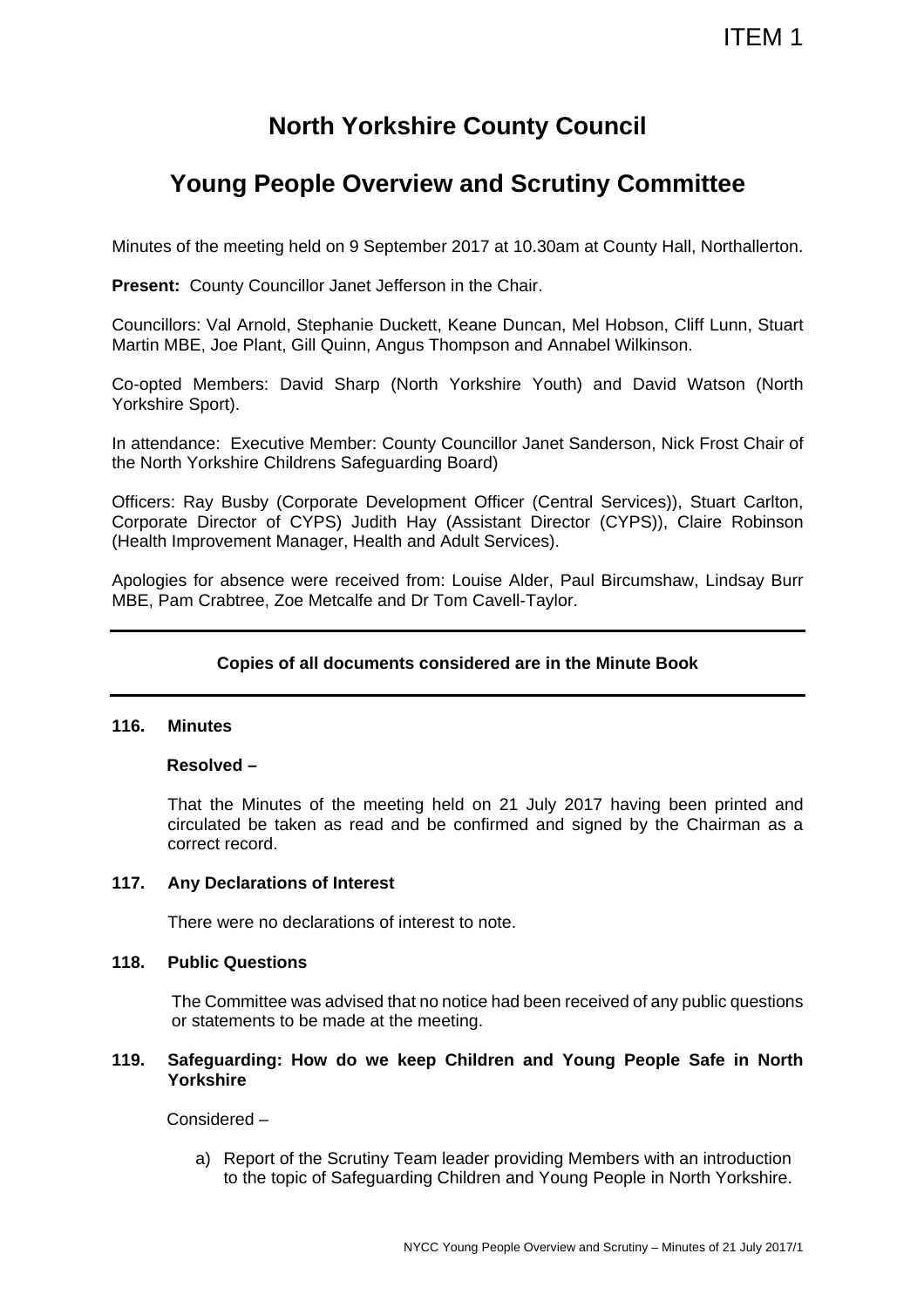ITEM 1

# North Yorkshire County Council

## Young People Overview and Scrutiny Committee

Minutes of the meeting held on 9 September 2017 at 10.30am at County Hall, Northallerton.

**Present:** County Councillor Janet Jefferson in the Chair.

Councillors: Val Arnold, Stephanie Duckett, Keane Duncan, Mel Hobson, Cliff Lunn, Stuart Martin MBE, Joe Plant, Gill Quinn, Angus Thompson and Annabel Wilkinson.

Co-opted Members: David Sharp (North Yorkshire Youth) and David Watson (North Yorkshire Sport).

In attendance: Executive Member: County Councillor Janet Sanderson, Nick Frost Chair of the North Yorkshire Childrens Safeguarding Board)

Officers: Ray Busby (Corporate Development Officer (Central Services)), Stuart Carlton, Corporate Director of CYPS) Judith Hay (Assistant Director (CYPS)), Claire Robinson (Health Improvement Manager, Health and Adult Services).

Apologies for absence were received from: Louise Alder, Paul Bircumshaw, Lindsay Burr MBE, Pam Crabtree, Zoe Metcalfe and Dr Tom Cavell-Taylor.

---

**Copies of all documents considered are in the Minute Book**

---

### 116. Minutes

**Resolved –**

That the Minutes of the meeting held on 21 July 2017 having been printed and circulated be taken as read and be confirmed and signed by the Chairman as a correct record.

### 117. Any Declarations of Interest

There were no declarations of interest to note.

### 118. Public Questions

The Committee was advised that no notice had been received of any public questions or statements to be made at the meeting.

### 119. Safeguarding: How do we keep Children and Young People Safe in North Yorkshire

Considered –

a) Report of the Scrutiny Team leader providing Members with an introduction to the topic of Safeguarding Children and Young People in North Yorkshire.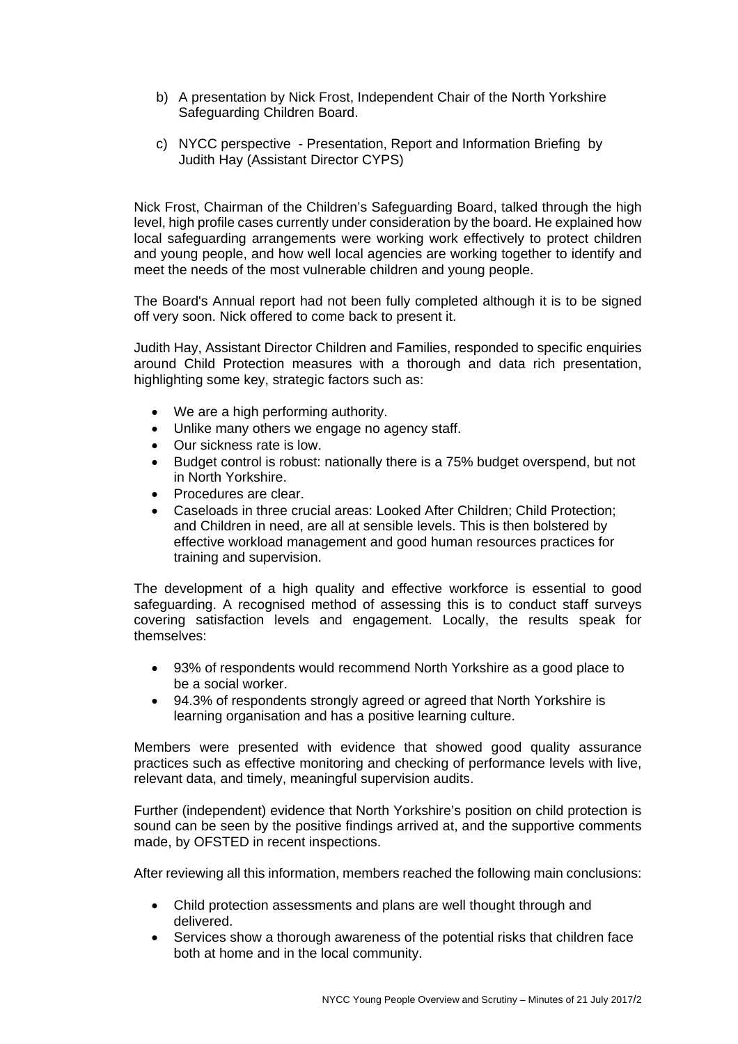b) A presentation by Nick Frost, Independent Chair of the North Yorkshire Safeguarding Children Board.

c) NYCC perspective - Presentation, Report and Information Briefing by Judith Hay (Assistant Director CYPS)

Nick Frost, Chairman of the Children's Safeguarding Board, talked through the high level, high profile cases currently under consideration by the board. He explained how local safeguarding arrangements were working work effectively to protect children and young people, and how well local agencies are working together to identify and meet the needs of the most vulnerable children and young people.

The Board's Annual report had not been fully completed although it is to be signed off very soon. Nick offered to come back to present it.

Judith Hay, Assistant Director Children and Families, responded to specific enquiries around Child Protection measures with a thorough and data rich presentation, highlighting some key, strategic factors such as:

- We are a high performing authority.
- Unlike many others we engage no agency staff.
- Our sickness rate is low.
- Budget control is robust: nationally there is a 75% budget overspend, but not in North Yorkshire.
- Procedures are clear.
- Caseloads in three crucial areas: Looked After Children; Child Protection; and Children in need, are all at sensible levels. This is then bolstered by effective workload management and good human resources practices for training and supervision.

The development of a high quality and effective workforce is essential to good safeguarding. A recognised method of assessing this is to conduct staff surveys covering satisfaction levels and engagement. Locally, the results speak for themselves:

- 93% of respondents would recommend North Yorkshire as a good place to be a social worker.
- 94.3% of respondents strongly agreed or agreed that North Yorkshire is learning organisation and has a positive learning culture.

Members were presented with evidence that showed good quality assurance practices such as effective monitoring and checking of performance levels with live, relevant data, and timely, meaningful supervision audits.

Further (independent) evidence that North Yorkshire's position on child protection is sound can be seen by the positive findings arrived at, and the supportive comments made, by OFSTED in recent inspections.

After reviewing all this information, members reached the following main conclusions:

- Child protection assessments and plans are well thought through and delivered.
- Services show a thorough awareness of the potential risks that children face both at home and in the local community.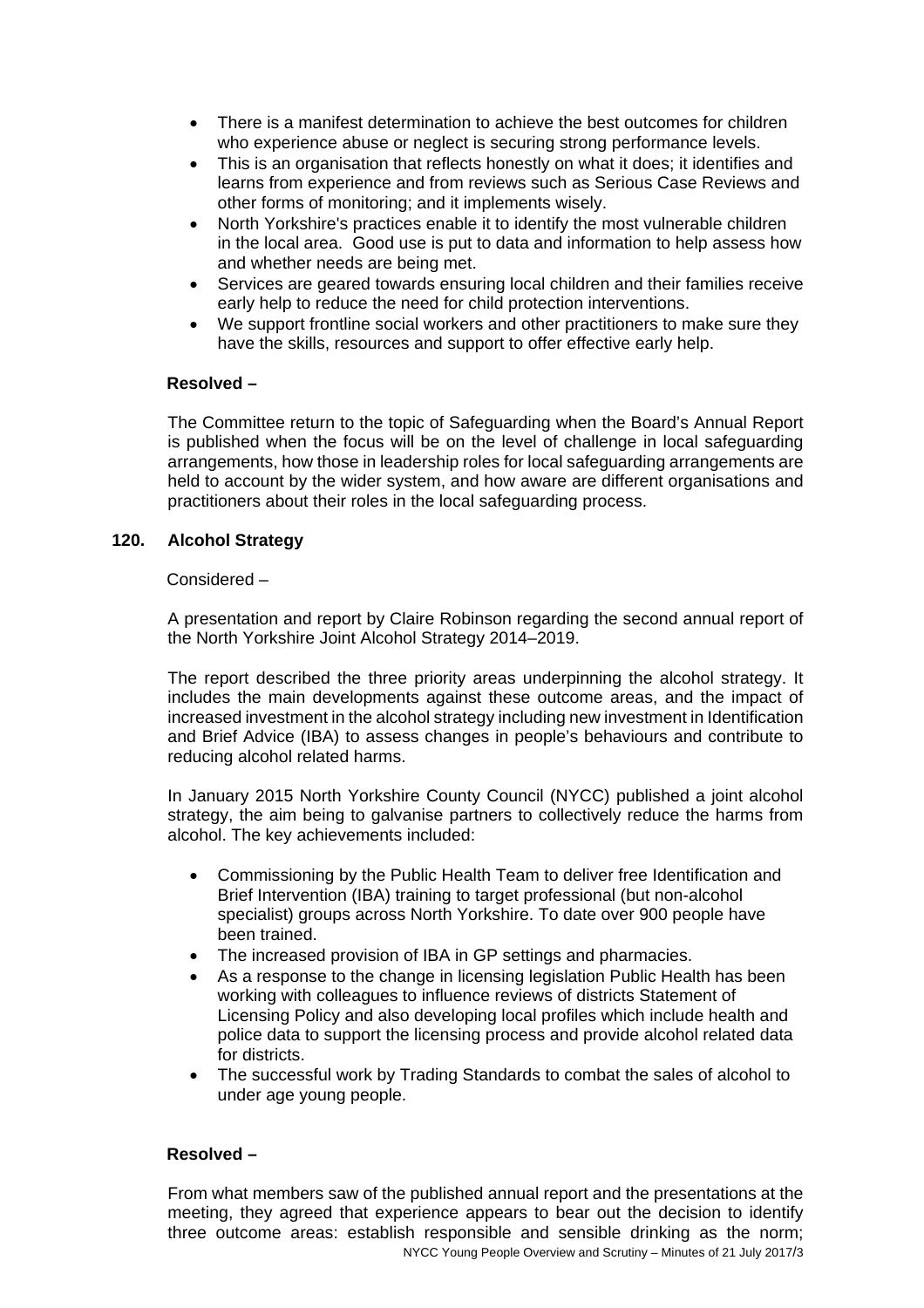- There is a manifest determination to achieve the best outcomes for children who experience abuse or neglect is securing strong performance levels.
- This is an organisation that reflects honestly on what it does; it identifies and learns from experience and from reviews such as Serious Case Reviews and other forms of monitoring; and it implements wisely.
- North Yorkshire's practices enable it to identify the most vulnerable children in the local area. Good use is put to data and information to help assess how and whether needs are being met.
- Services are geared towards ensuring local children and their families receive early help to reduce the need for child protection interventions.
- We support frontline social workers and other practitioners to make sure they have the skills, resources and support to offer effective early help.

**Resolved –**

The Committee return to the topic of Safeguarding when the Board's Annual Report is published when the focus will be on the level of challenge in local safeguarding arrangements, how those in leadership roles for local safeguarding arrangements are held to account by the wider system, and how aware are different organisations and practitioners about their roles in the local safeguarding process.

## 120. Alcohol Strategy

Considered –

A presentation and report by Claire Robinson regarding the second annual report of the North Yorkshire Joint Alcohol Strategy 2014–2019.

The report described the three priority areas underpinning the alcohol strategy. It includes the main developments against these outcome areas, and the impact of increased investment in the alcohol strategy including new investment in Identification and Brief Advice (IBA) to assess changes in people's behaviours and contribute to reducing alcohol related harms.

In January 2015 North Yorkshire County Council (NYCC) published a joint alcohol strategy, the aim being to galvanise partners to collectively reduce the harms from alcohol. The key achievements included:

- Commissioning by the Public Health Team to deliver free Identification and Brief Intervention (IBA) training to target professional (but non-alcohol specialist) groups across North Yorkshire. To date over 900 people have been trained.
- The increased provision of IBA in GP settings and pharmacies.
- As a response to the change in licensing legislation Public Health has been working with colleagues to influence reviews of districts Statement of Licensing Policy and also developing local profiles which include health and police data to support the licensing process and provide alcohol related data for districts.
- The successful work by Trading Standards to combat the sales of alcohol to under age young people.

**Resolved –**

From what members saw of the published annual report and the presentations at the meeting, they agreed that experience appears to bear out the decision to identify three outcome areas: establish responsible and sensible drinking as the norm;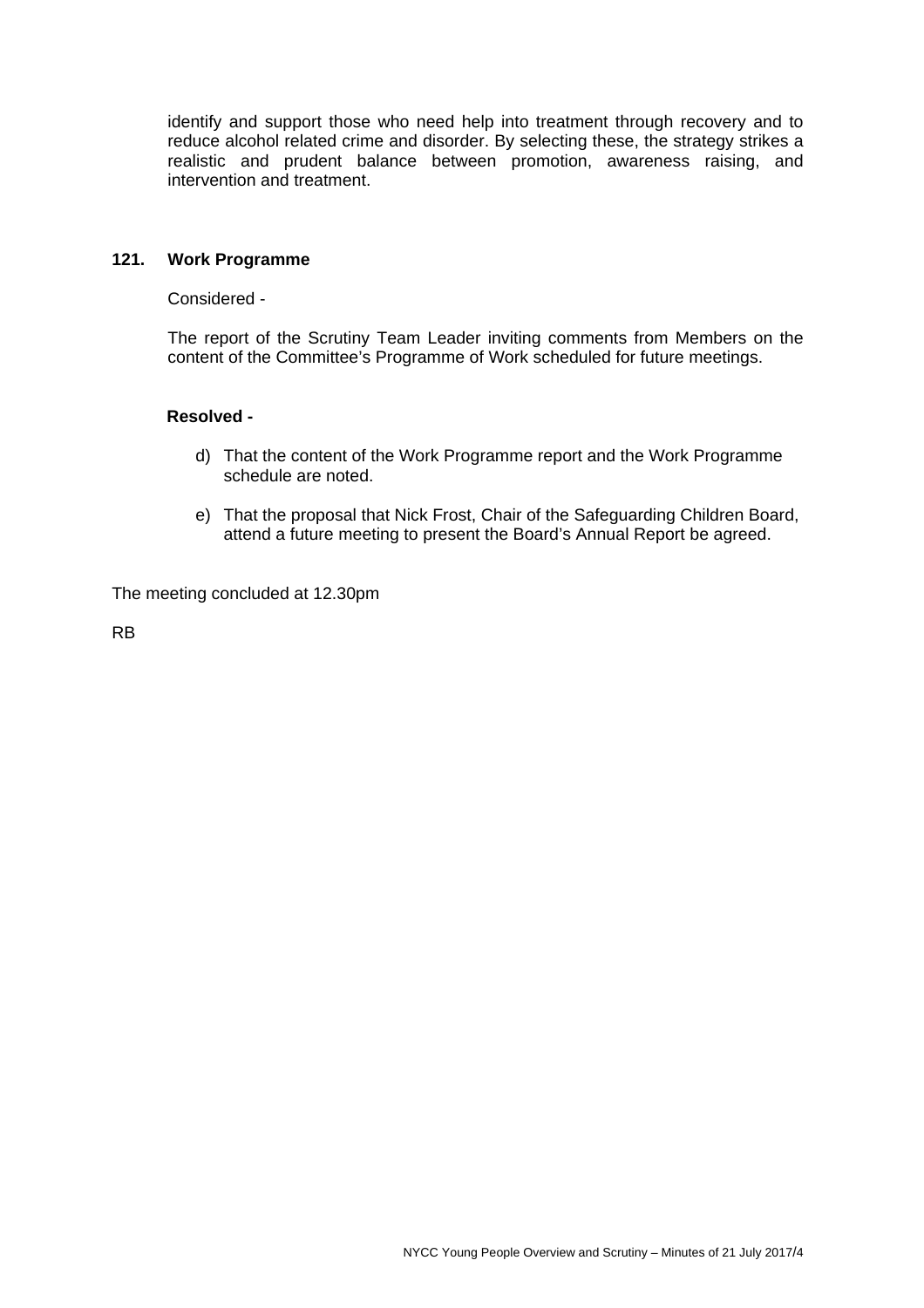identify and support those who need help into treatment through recovery and to reduce alcohol related crime and disorder. By selecting these, the strategy strikes a realistic and prudent balance between promotion, awareness raising, and intervention and treatment.

**121. Work Programme**

Considered -

The report of the Scrutiny Team Leader inviting comments from Members on the content of the Committee's Programme of Work scheduled for future meetings.

**Resolved -**

d) That the content of the Work Programme report and the Work Programme schedule are noted.

e) That the proposal that Nick Frost, Chair of the Safeguarding Children Board, attend a future meeting to present the Board's Annual Report be agreed.

The meeting concluded at 12.30pm

RB